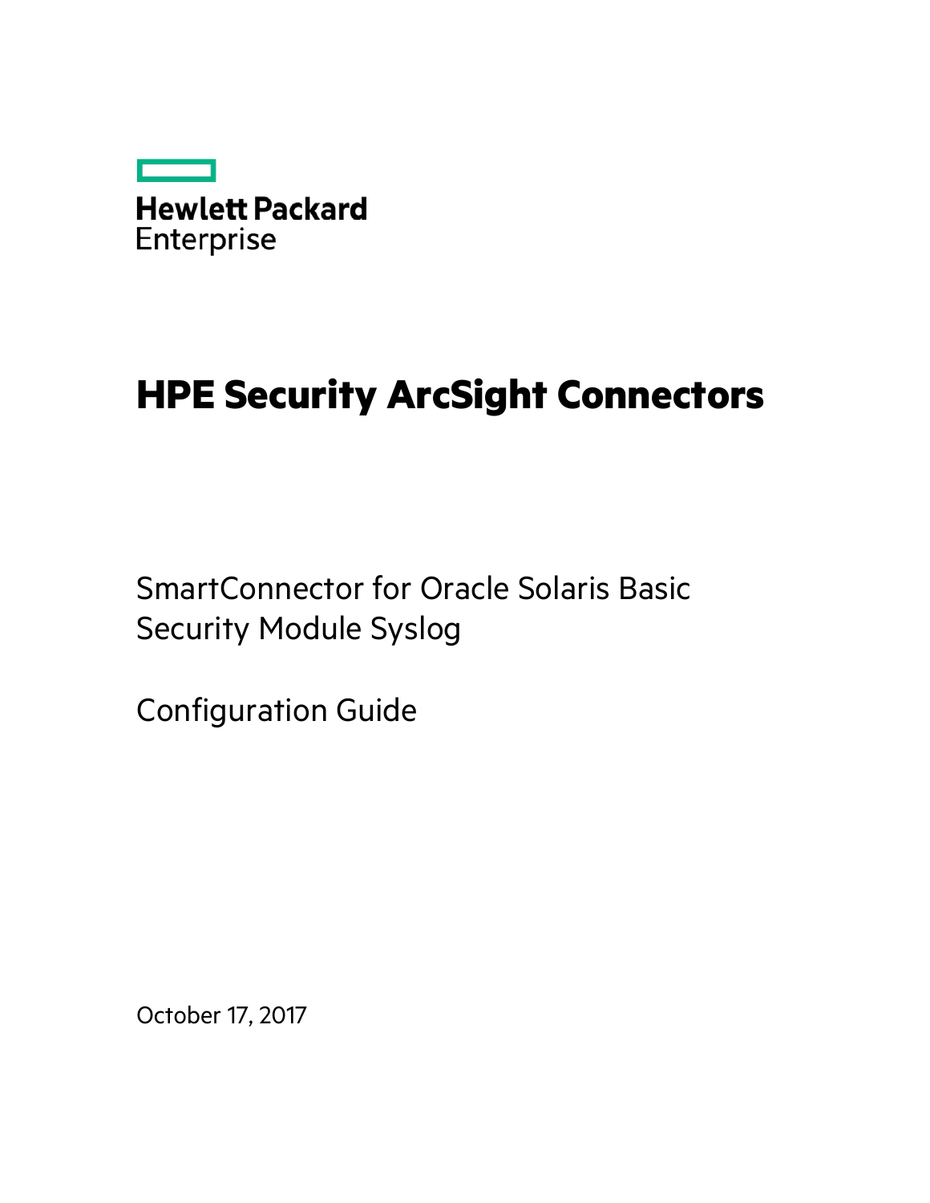Hewlett Packard Enterprise

# HPE Security ArcSight Connectors

SmartConnector for Oracle Solaris Basic Security Module Syslog

Configuration Guide

October 17, 2017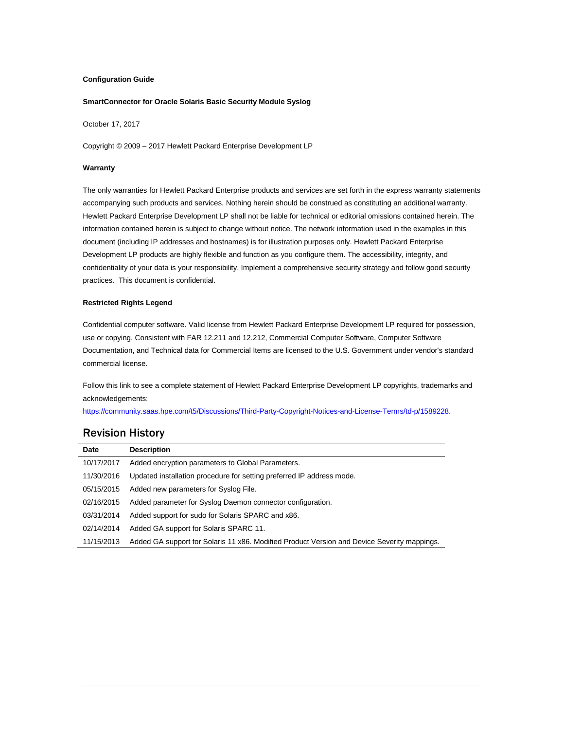**Configuration Guide**

**SmartConnector for Oracle Solaris Basic Security Module Syslog**

October 17, 2017

Copyright © 2009 – 2017 Hewlett Packard Enterprise Development LP

**Warranty**

The only warranties for Hewlett Packard Enterprise products and services are set forth in the express warranty statements accompanying such products and services. Nothing herein should be construed as constituting an additional warranty. Hewlett Packard Enterprise Development LP shall not be liable for technical or editorial omissions contained herein. The information contained herein is subject to change without notice. The network information used in the examples in this document (including IP addresses and hostnames) is for illustration purposes only. Hewlett Packard Enterprise Development LP products are highly flexible and function as you configure them. The accessibility, integrity, and confidentiality of your data is your responsibility. Implement a comprehensive security strategy and follow good security practices. This document is confidential.

**Restricted Rights Legend**

Confidential computer software. Valid license from Hewlett Packard Enterprise Development LP required for possession, use or copying. Consistent with FAR 12.211 and 12.212, Commercial Computer Software, Computer Software Documentation, and Technical data for Commercial Items are licensed to the U.S. Government under vendor's standard commercial license.

Follow this link to see a complete statement of Hewlett Packard Enterprise Development LP copyrights, trademarks and acknowledgements:
https://community.saas.hpe.com/t5/Discussions/Third-Party-Copyright-Notices-and-License-Terms/td-p/1589228.

## Revision History

| Date | Description |
|---|---|
| 10/17/2017 | Added encryption parameters to Global Parameters. |
| 11/30/2016 | Updated installation procedure for setting preferred IP address mode. |
| 05/15/2015 | Added new parameters for Syslog File. |
| 02/16/2015 | Added parameter for Syslog Daemon connector configuration. |
| 03/31/2014 | Added support for sudo for Solaris SPARC and x86. |
| 02/14/2014 | Added GA support for Solaris SPARC 11. |
| 11/15/2013 | Added GA support for Solaris 11 x86. Modified Product Version and Device Severity mappings. |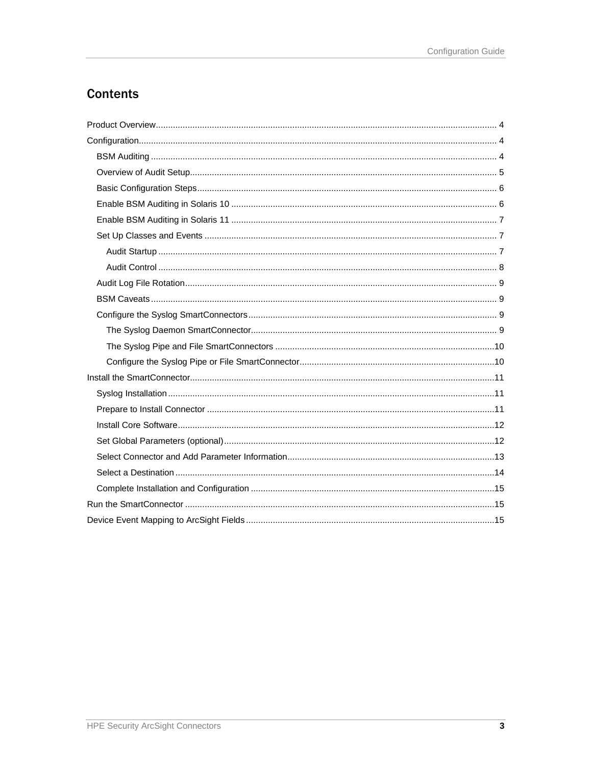# Contents

- Product Overview ... 4
- Configuration ... 4
  - BSM Auditing ... 4
  - Overview of Audit Setup ... 5
  - Basic Configuration Steps ... 6
  - Enable BSM Auditing in Solaris 10 ... 6
  - Enable BSM Auditing in Solaris 11 ... 7
  - Set Up Classes and Events ... 7
    - Audit Startup ... 7
    - Audit Control ... 8
  - Audit Log File Rotation ... 9
  - BSM Caveats ... 9
  - Configure the Syslog SmartConnectors ... 9
    - The Syslog Daemon SmartConnector ... 9
    - The Syslog Pipe and File SmartConnectors ... 10
    - Configure the Syslog Pipe or File SmartConnector ... 10
- Install the SmartConnector ... 11
  - Syslog Installation ... 11
  - Prepare to Install Connector ... 11
  - Install Core Software ... 12
  - Set Global Parameters (optional) ... 12
  - Select Connector and Add Parameter Information ... 13
  - Select a Destination ... 14
  - Complete Installation and Configuration ... 15
- Run the SmartConnector ... 15
- Device Event Mapping to ArcSight Fields ... 15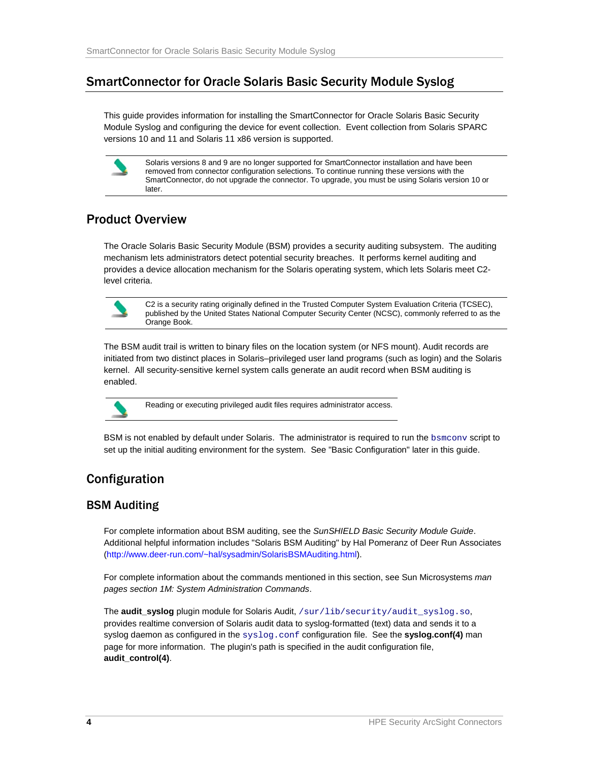# SmartConnector for Oracle Solaris Basic Security Module Syslog

This guide provides information for installing the SmartConnector for Oracle Solaris Basic Security Module Syslog and configuring the device for event collection. Event collection from Solaris SPARC versions 10 and 11 and Solaris 11 x86 version is supported.

> Solaris versions 8 and 9 are no longer supported for SmartConnector installation and have been removed from connector configuration selections. To continue running these versions with the SmartConnector, do not upgrade the connector. To upgrade, you must be using Solaris version 10 or later.

## Product Overview

The Oracle Solaris Basic Security Module (BSM) provides a security auditing subsystem. The auditing mechanism lets administrators detect potential security breaches. It performs kernel auditing and provides a device allocation mechanism for the Solaris operating system, which lets Solaris meet C2-level criteria.

> C2 is a security rating originally defined in the Trusted Computer System Evaluation Criteria (TCSEC), published by the United States National Computer Security Center (NCSC), commonly referred to as the Orange Book.

The BSM audit trail is written to binary files on the location system (or NFS mount). Audit records are initiated from two distinct places in Solaris–privileged user land programs (such as login) and the Solaris kernel. All security-sensitive kernel system calls generate an audit record when BSM auditing is enabled.

> Reading or executing privileged audit files requires administrator access.

BSM is not enabled by default under Solaris. The administrator is required to run the `bsmconv` script to set up the initial auditing environment for the system. See "Basic Configuration" later in this guide.

## Configuration

### BSM Auditing

For complete information about BSM auditing, see the *SunSHIELD Basic Security Module Guide*. Additional helpful information includes "Solaris BSM Auditing" by Hal Pomeranz of Deer Run Associates (http://www.deer-run.com/~hal/sysadmin/SolarisBSMAuditing.html).

For complete information about the commands mentioned in this section, see Sun Microsystems *man pages section 1M: System Administration Commands*.

The **audit_syslog** plugin module for Solaris Audit, `/sur/lib/security/audit_syslog.so`, provides realtime conversion of Solaris audit data to syslog-formatted (text) data and sends it to a syslog daemon as configured in the `syslog.conf` configuration file. See the **syslog.conf(4)** man page for more information. The plugin's path is specified in the audit configuration file, **audit_control(4)**.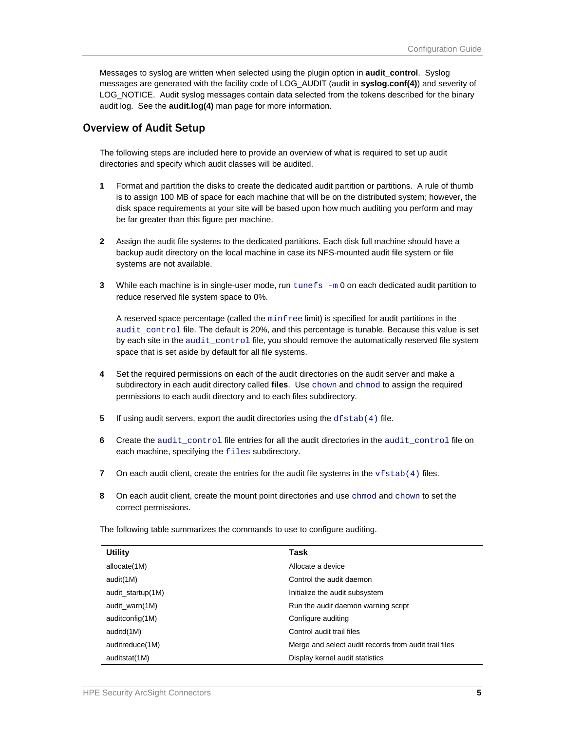Messages to syslog are written when selected using the plugin option in **audit_control**. Syslog messages are generated with the facility code of LOG_AUDIT (audit in **syslog.conf(4)**) and severity of LOG_NOTICE. Audit syslog messages contain data selected from the tokens described for the binary audit log. See the **audit.log(4)** man page for more information.

## Overview of Audit Setup

The following steps are included here to provide an overview of what is required to set up audit directories and specify which audit classes will be audited.

1. Format and partition the disks to create the dedicated audit partition or partitions. A rule of thumb is to assign 100 MB of space for each machine that will be on the distributed system; however, the disk space requirements at your site will be based upon how much auditing you perform and may be far greater than this figure per machine.

2. Assign the audit file systems to the dedicated partitions. Each disk full machine should have a backup audit directory on the local machine in case its NFS-mounted audit file system or file systems are not available.

3. While each machine is in single-user mode, run `tunefs -m` 0 on each dedicated audit partition to reduce reserved file system space to 0%.

   A reserved space percentage (called the `minfree` limit) is specified for audit partitions in the `audit_control` file. The default is 20%, and this percentage is tunable. Because this value is set by each site in the `audit_control` file, you should remove the automatically reserved file system space that is set aside by default for all file systems.

4. Set the required permissions on each of the audit directories on the audit server and make a subdirectory in each audit directory called **files**. Use `chown` and `chmod` to assign the required permissions to each audit directory and to each files subdirectory.

5. If using audit servers, export the audit directories using the `dfstab(4)` file.

6. Create the `audit_control` file entries for all the audit directories in the `audit_control` file on each machine, specifying the `files` subdirectory.

7. On each audit client, create the entries for the audit file systems in the `vfstab(4)` files.

8. On each audit client, create the mount point directories and use `chmod` and `chown` to set the correct permissions.

The following table summarizes the commands to use to configure auditing.

| Utility | Task |
|---|---|
| allocate(1M) | Allocate a device |
| audit(1M) | Control the audit daemon |
| audit_startup(1M) | Initialize the audit subsystem |
| audit_warn(1M) | Run the audit daemon warning script |
| auditconfig(1M) | Configure auditing |
| auditd(1M) | Control audit trail files |
| auditreduce(1M) | Merge and select audit records from audit trail files |
| auditstat(1M) | Display kernel audit statistics |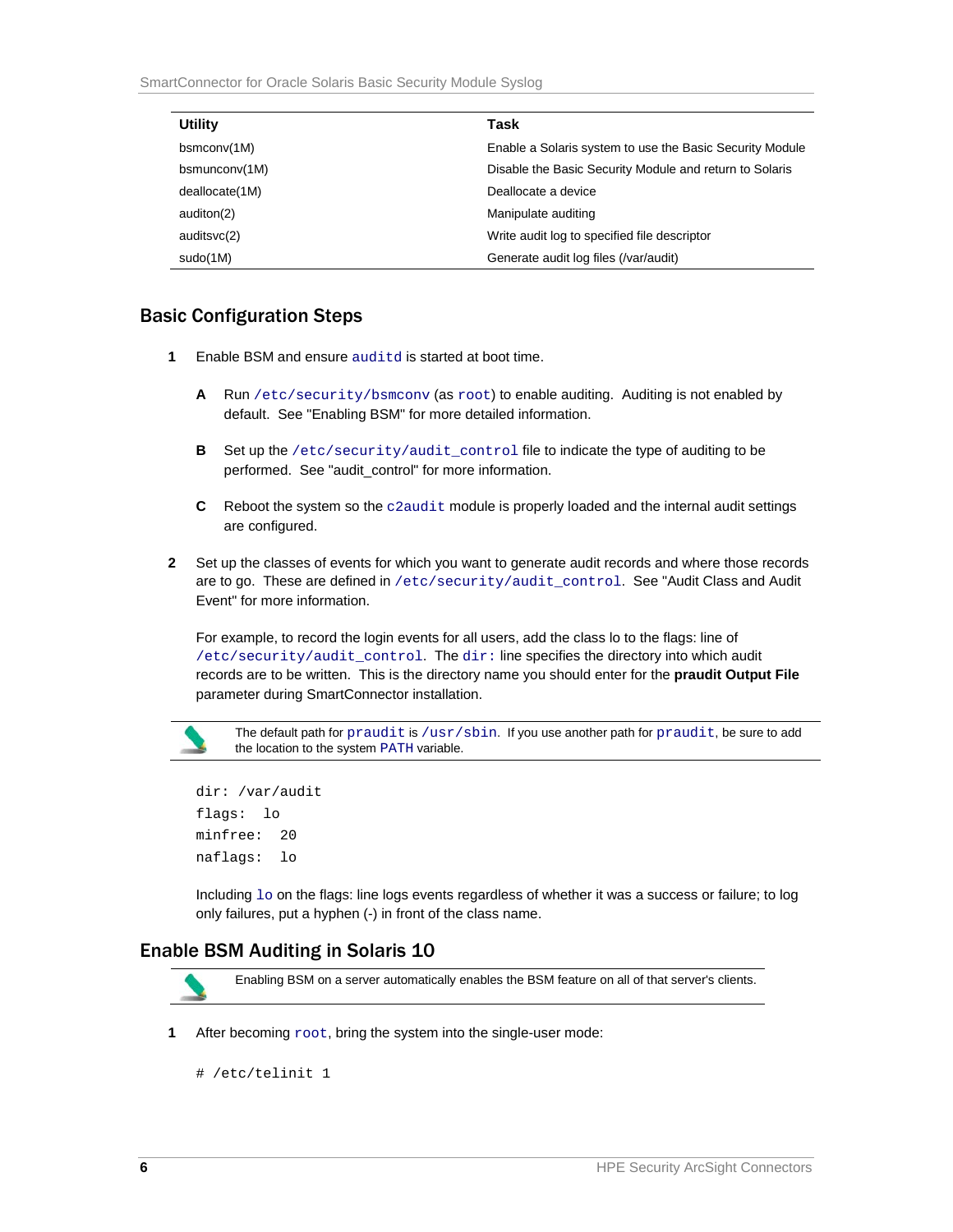| Utility | Task |
| --- | --- |
| bsmconv(1M) | Enable a Solaris system to use the Basic Security Module |
| bsmunconv(1M) | Disable the Basic Security Module and return to Solaris |
| deallocate(1M) | Deallocate a device |
| auditon(2) | Manipulate auditing |
| auditsvc(2) | Write audit log to specified file descriptor |
| sudo(1M) | Generate audit log files (/var/audit) |

## Basic Configuration Steps

**1** Enable BSM and ensure `auditd` is started at boot time.

- **A** Run `/etc/security/bsmconv` (as `root`) to enable auditing. Auditing is not enabled by default. See "Enabling BSM" for more detailed information.
- **B** Set up the `/etc/security/audit_control` file to indicate the type of auditing to be performed. See "audit_control" for more information.
- **C** Reboot the system so the `c2audit` module is properly loaded and the internal audit settings are configured.

**2** Set up the classes of events for which you want to generate audit records and where those records are to go. These are defined in `/etc/security/audit_control`. See "Audit Class and Audit Event" for more information.

For example, to record the login events for all users, add the class lo to the flags: line of `/etc/security/audit_control`. The `dir:` line specifies the directory into which audit records are to be written. This is the directory name you should enter for the **praudit Output File** parameter during SmartConnector installation.

> The default path for `praudit` is `/usr/sbin`. If you use another path for `praudit`, be sure to add the location to the system `PATH` variable.

```
dir: /var/audit
flags:  lo
minfree:  20
naflags:  lo
```

Including `lo` on the flags: line logs events regardless of whether it was a success or failure; to log only failures, put a hyphen (-) in front of the class name.

## Enable BSM Auditing in Solaris 10

> Enabling BSM on a server automatically enables the BSM feature on all of that server's clients.

**1** After becoming `root`, bring the system into the single-user mode:

```
# /etc/telinit 1
```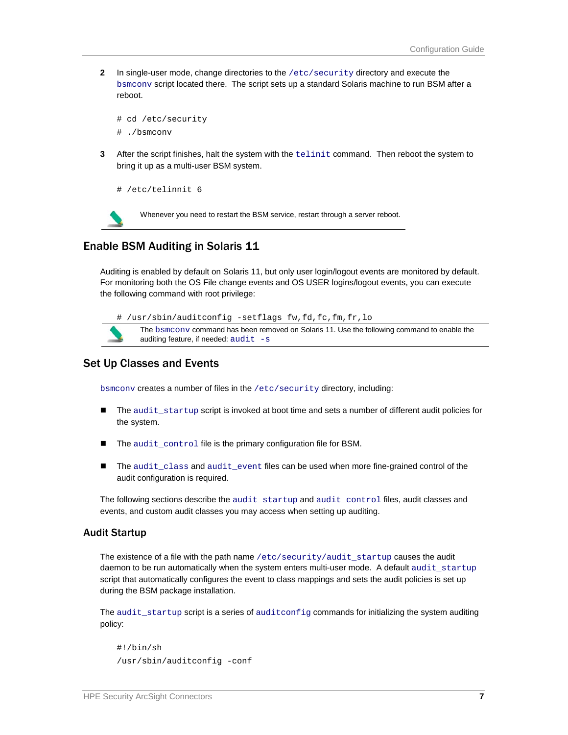2. In single-user mode, change directories to the `/etc/security` directory and execute the `bsmconv` script located there. The script sets up a standard Solaris machine to run BSM after a reboot.

```
# cd /etc/security
# ./bsmconv
```

3. After the script finishes, halt the system with the `telinit` command. Then reboot the system to bring it up as a multi-user BSM system.

```
# /etc/telinnit 6
```

> Whenever you need to restart the BSM service, restart through a server reboot.

## Enable BSM Auditing in Solaris 11

Auditing is enabled by default on Solaris 11, but only user login/logout events are monitored by default. For monitoring both the OS File change events and OS USER logins/logout events, you can execute the following command with root privilege:

```
# /usr/sbin/auditconfig -setflags fw,fd,fc,fm,fr,lo
```

> The `bsmconv` command has been removed on Solaris 11. Use the following command to enable the auditing feature, if needed: `audit -s`

## Set Up Classes and Events

`bsmconv` creates a number of files in the `/etc/security` directory, including:

- The `audit_startup` script is invoked at boot time and sets a number of different audit policies for the system.
- The `audit_control` file is the primary configuration file for BSM.
- The `audit_class` and `audit_event` files can be used when more fine-grained control of the audit configuration is required.

The following sections describe the `audit_startup` and `audit_control` files, audit classes and events, and custom audit classes you may access when setting up auditing.

### Audit Startup

The existence of a file with the path name `/etc/security/audit_startup` causes the audit daemon to be run automatically when the system enters multi-user mode. A default `audit_startup` script that automatically configures the event to class mappings and sets the audit policies is set up during the BSM package installation.

The `audit_startup` script is a series of `auditconfig` commands for initializing the system auditing policy:

```
#!/bin/sh
/usr/sbin/auditconfig -conf
```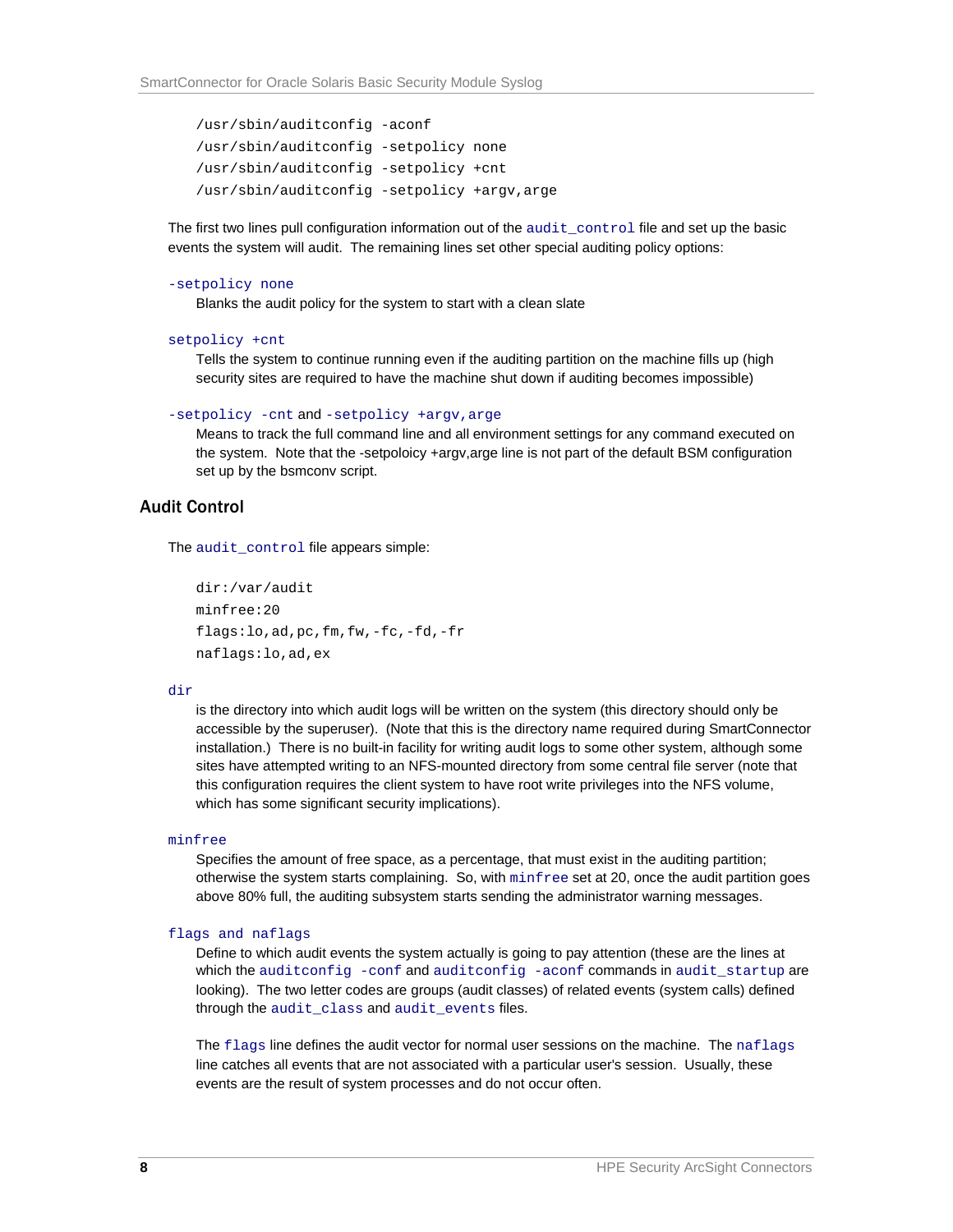```
/usr/sbin/auditconfig -aconf
/usr/sbin/auditconfig -setpolicy none
/usr/sbin/auditconfig -setpolicy +cnt
/usr/sbin/auditconfig -setpolicy +argv,arge
```

The first two lines pull configuration information out of the `audit_control` file and set up the basic events the system will audit. The remaining lines set other special auditing policy options:

`-setpolicy none`
: Blanks the audit policy for the system to start with a clean slate

`setpolicy +cnt`
: Tells the system to continue running even if the auditing partition on the machine fills up (high security sites are required to have the machine shut down if auditing becomes impossible)

`-setpolicy -cnt` and `-setpolicy +argv,arge`
: Means to track the full command line and all environment settings for any command executed on the system. Note that the -setpoloicy +argv,arge line is not part of the default BSM configuration set up by the bsmconv script.

## Audit Control

The `audit_control` file appears simple:

```
dir:/var/audit
minfree:20
flags:lo,ad,pc,fm,fw,-fc,-fd,-fr
naflags:lo,ad,ex
```

`dir`
: is the directory into which audit logs will be written on the system (this directory should only be accessible by the superuser). (Note that this is the directory name required during SmartConnector installation.) There is no built-in facility for writing audit logs to some other system, although some sites have attempted writing to an NFS-mounted directory from some central file server (note that this configuration requires the client system to have root write privileges into the NFS volume, which has some significant security implications).

`minfree`
: Specifies the amount of free space, as a percentage, that must exist in the auditing partition; otherwise the system starts complaining. So, with `minfree` set at 20, once the audit partition goes above 80% full, the auditing subsystem starts sending the administrator warning messages.

`flags and naflags`
: Define to which audit events the system actually is going to pay attention (these are the lines at which the `auditconfig -conf` and `auditconfig -aconf` commands in `audit_startup` are looking). The two letter codes are groups (audit classes) of related events (system calls) defined through the `audit_class` and `audit_events` files.

  The `flags` line defines the audit vector for normal user sessions on the machine. The `naflags` line catches all events that are not associated with a particular user's session. Usually, these events are the result of system processes and do not occur often.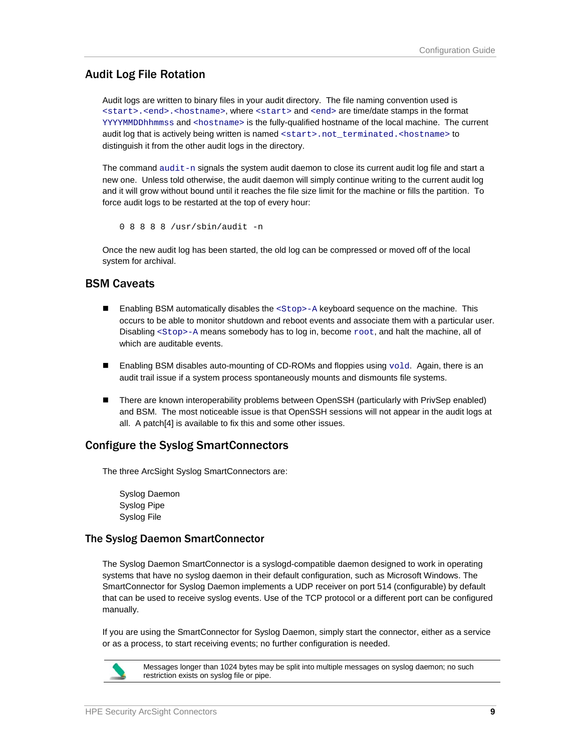## Audit Log File Rotation

Audit logs are written to binary files in your audit directory. The file naming convention used is `<start>.<end>.<hostname>`, where `<start>` and `<end>` are time/date stamps in the format `YYYYMMDDhhmmss` and `<hostname>` is the fully-qualified hostname of the local machine. The current audit log that is actively being written is named `<start>.not_terminated.<hostname>` to distinguish it from the other audit logs in the directory.

The command `audit-n` signals the system audit daemon to close its current audit log file and start a new one. Unless told otherwise, the audit daemon will simply continue writing to the current audit log and it will grow without bound until it reaches the file size limit for the machine or fills the partition. To force audit logs to be restarted at the top of every hour:

```
0 8 8 8 8 /usr/sbin/audit -n
```

Once the new audit log has been started, the old log can be compressed or moved off of the local system for archival.

## BSM Caveats

- Enabling BSM automatically disables the `<Stop>-A` keyboard sequence on the machine. This occurs to be able to monitor shutdown and reboot events and associate them with a particular user. Disabling `<Stop>-A` means somebody has to log in, become `root`, and halt the machine, all of which are auditable events.
- Enabling BSM disables auto-mounting of CD-ROMs and floppies using `vold`. Again, there is an audit trail issue if a system process spontaneously mounts and dismounts file systems.
- There are known interoperability problems between OpenSSH (particularly with PrivSep enabled) and BSM. The most noticeable issue is that OpenSSH sessions will not appear in the audit logs at all. A patch[4] is available to fix this and some other issues.

## Configure the Syslog SmartConnectors

The three ArcSight Syslog SmartConnectors are:

Syslog Daemon
Syslog Pipe
Syslog File

### The Syslog Daemon SmartConnector

The Syslog Daemon SmartConnector is a syslogd-compatible daemon designed to work in operating systems that have no syslog daemon in their default configuration, such as Microsoft Windows. The SmartConnector for Syslog Daemon implements a UDP receiver on port 514 (configurable) by default that can be used to receive syslog events. Use of the TCP protocol or a different port can be configured manually.

If you are using the SmartConnector for Syslog Daemon, simply start the connector, either as a service or as a process, to start receiving events; no further configuration is needed.

Messages longer than 1024 bytes may be split into multiple messages on syslog daemon; no such restriction exists on syslog file or pipe.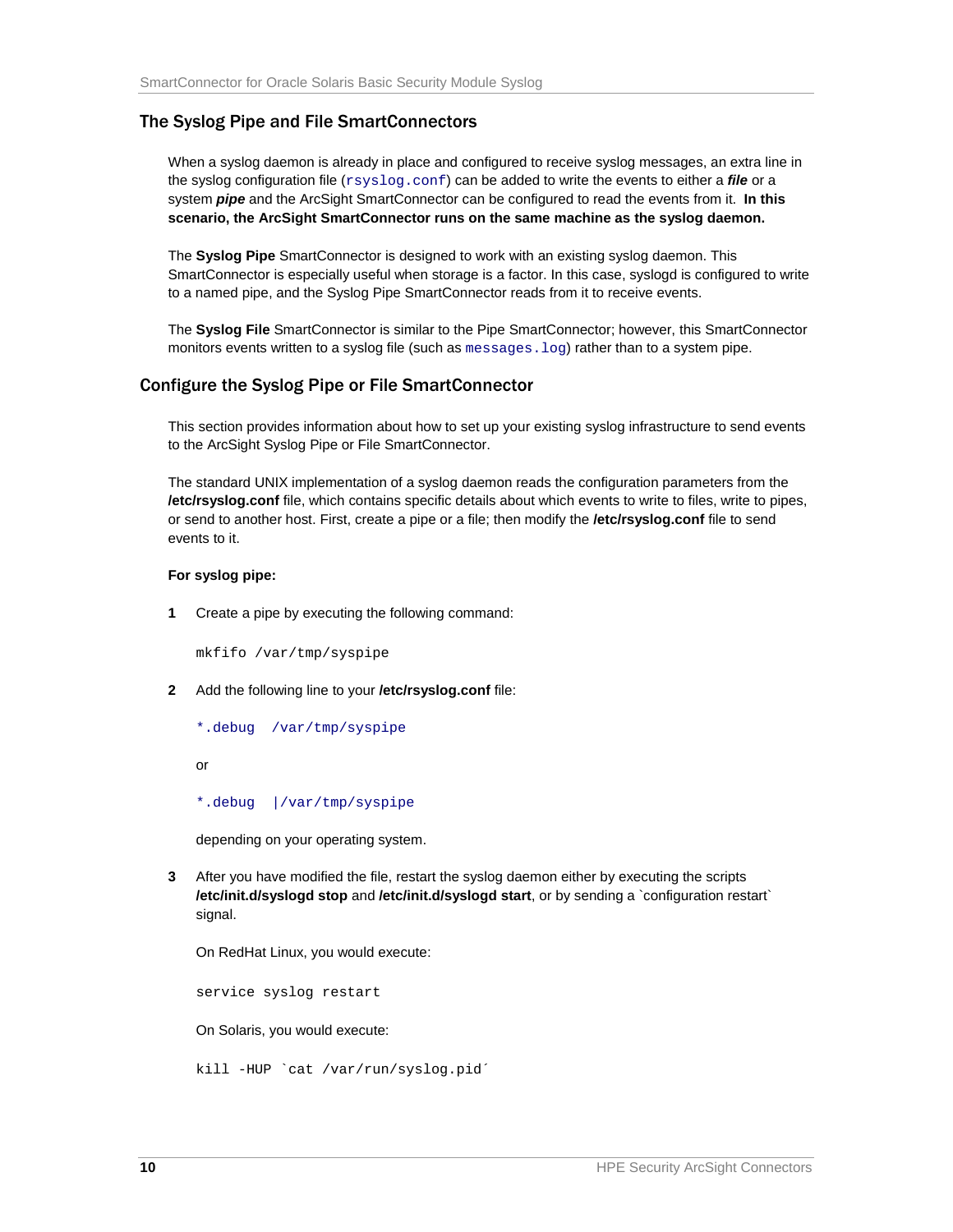## The Syslog Pipe and File SmartConnectors

When a syslog daemon is already in place and configured to receive syslog messages, an extra line in the syslog configuration file (`rsyslog.conf`) can be added to write the events to either a ***file*** or a system ***pipe*** and the ArcSight SmartConnector can be configured to read the events from it. **In this scenario, the ArcSight SmartConnector runs on the same machine as the syslog daemon.**

The **Syslog Pipe** SmartConnector is designed to work with an existing syslog daemon. This SmartConnector is especially useful when storage is a factor. In this case, syslogd is configured to write to a named pipe, and the Syslog Pipe SmartConnector reads from it to receive events.

The **Syslog File** SmartConnector is similar to the Pipe SmartConnector; however, this SmartConnector monitors events written to a syslog file (such as `messages.log`) rather than to a system pipe.

## Configure the Syslog Pipe or File SmartConnector

This section provides information about how to set up your existing syslog infrastructure to send events to the ArcSight Syslog Pipe or File SmartConnector.

The standard UNIX implementation of a syslog daemon reads the configuration parameters from the **/etc/rsyslog.conf** file, which contains specific details about which events to write to files, write to pipes, or send to another host. First, create a pipe or a file; then modify the **/etc/rsyslog.conf** file to send events to it.

**For syslog pipe:**

1. Create a pipe by executing the following command:

   ```
   mkfifo /var/tmp/syspipe
   ```

2. Add the following line to your **/etc/rsyslog.conf** file:

   ```
   *.debug  /var/tmp/syspipe
   ```

   or

   ```
   *.debug  |/var/tmp/syspipe
   ```

   depending on your operating system.

3. After you have modified the file, restart the syslog daemon either by executing the scripts **/etc/init.d/syslogd stop** and **/etc/init.d/syslogd start**, or by sending a `configuration restart` signal.

   On RedHat Linux, you would execute:

   ```
   service syslog restart
   ```

   On Solaris, you would execute:

   ```
   kill -HUP `cat /var/run/syslog.pid´
   ```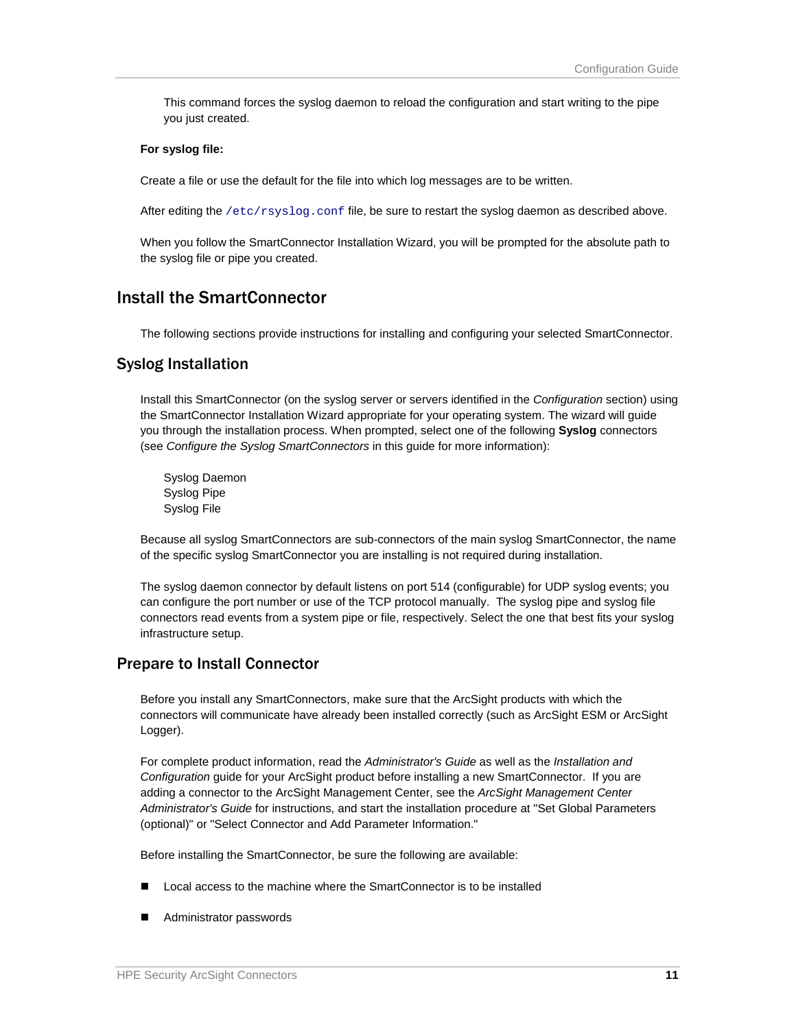This command forces the syslog daemon to reload the configuration and start writing to the pipe you just created.

**For syslog file:**

Create a file or use the default for the file into which log messages are to be written.

After editing the `/etc/rsyslog.conf` file, be sure to restart the syslog daemon as described above.

When you follow the SmartConnector Installation Wizard, you will be prompted for the absolute path to the syslog file or pipe you created.

## Install the SmartConnector

The following sections provide instructions for installing and configuring your selected SmartConnector.

### Syslog Installation

Install this SmartConnector (on the syslog server or servers identified in the *Configuration* section) using the SmartConnector Installation Wizard appropriate for your operating system. The wizard will guide you through the installation process. When prompted, select one of the following **Syslog** connectors (see *Configure the Syslog SmartConnectors* in this guide for more information):

Syslog Daemon
Syslog Pipe
Syslog File

Because all syslog SmartConnectors are sub-connectors of the main syslog SmartConnector, the name of the specific syslog SmartConnector you are installing is not required during installation.

The syslog daemon connector by default listens on port 514 (configurable) for UDP syslog events; you can configure the port number or use of the TCP protocol manually. The syslog pipe and syslog file connectors read events from a system pipe or file, respectively. Select the one that best fits your syslog infrastructure setup.

### Prepare to Install Connector

Before you install any SmartConnectors, make sure that the ArcSight products with which the connectors will communicate have already been installed correctly (such as ArcSight ESM or ArcSight Logger).

For complete product information, read the *Administrator's Guide* as well as the *Installation and Configuration* guide for your ArcSight product before installing a new SmartConnector. If you are adding a connector to the ArcSight Management Center, see the *ArcSight Management Center Administrator's Guide* for instructions, and start the installation procedure at "Set Global Parameters (optional)" or "Select Connector and Add Parameter Information."

Before installing the SmartConnector, be sure the following are available:

- Local access to the machine where the SmartConnector is to be installed
- Administrator passwords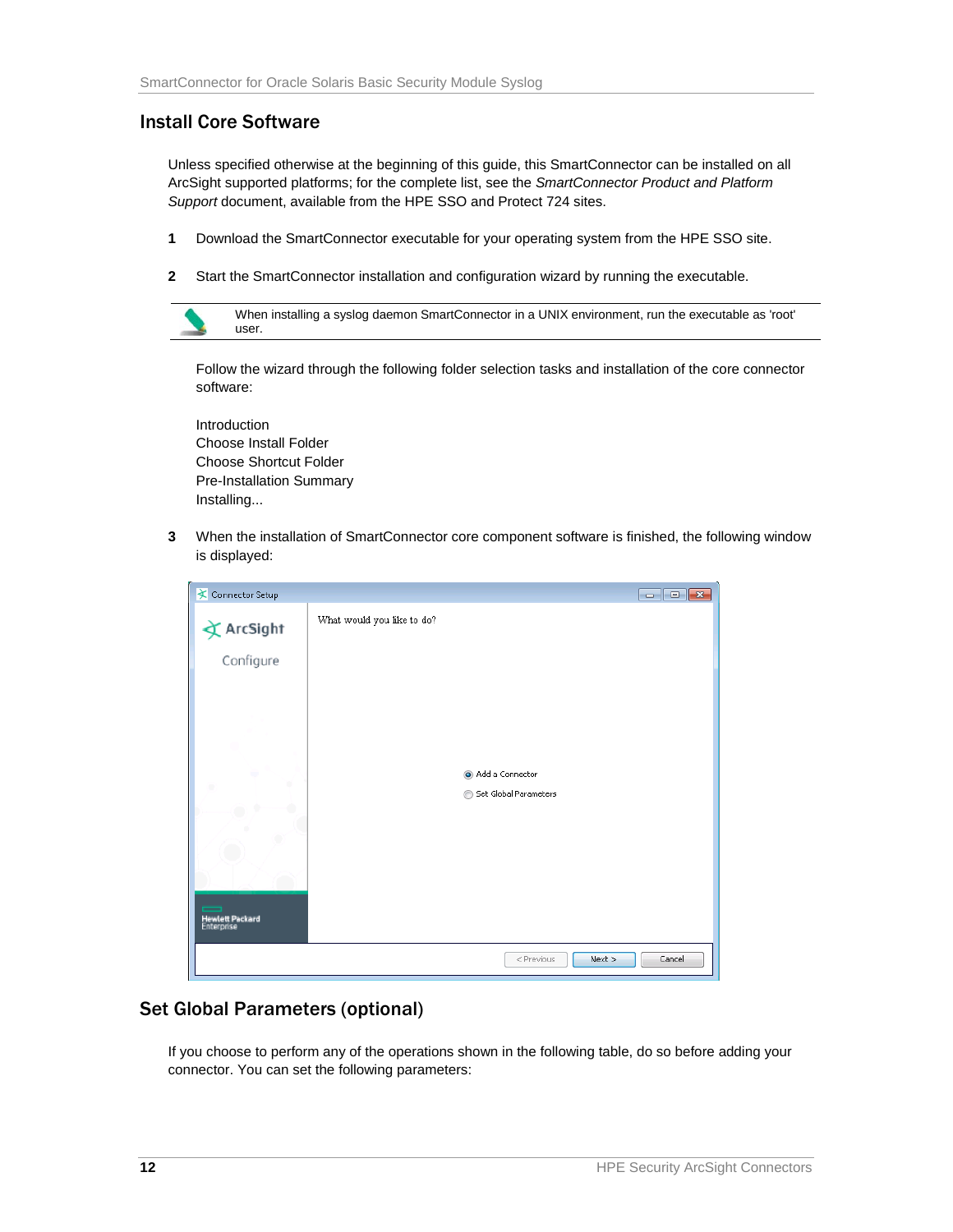## Install Core Software

Unless specified otherwise at the beginning of this guide, this SmartConnector can be installed on all ArcSight supported platforms; for the complete list, see the *SmartConnector Product and Platform Support* document, available from the HPE SSO and Protect 724 sites.

1. Download the SmartConnector executable for your operating system from the HPE SSO site.
2. Start the SmartConnector installation and configuration wizard by running the executable.

   When installing a syslog daemon SmartConnector in a UNIX environment, run the executable as 'root' user.

   Follow the wizard through the following folder selection tasks and installation of the core connector software:

   Introduction
   Choose Install Folder
   Choose Shortcut Folder
   Pre-Installation Summary
   Installing...

3. When the installation of SmartConnector core component software is finished, the following window is displayed:

## Set Global Parameters (optional)

If you choose to perform any of the operations shown in the following table, do so before adding your connector. You can set the following parameters: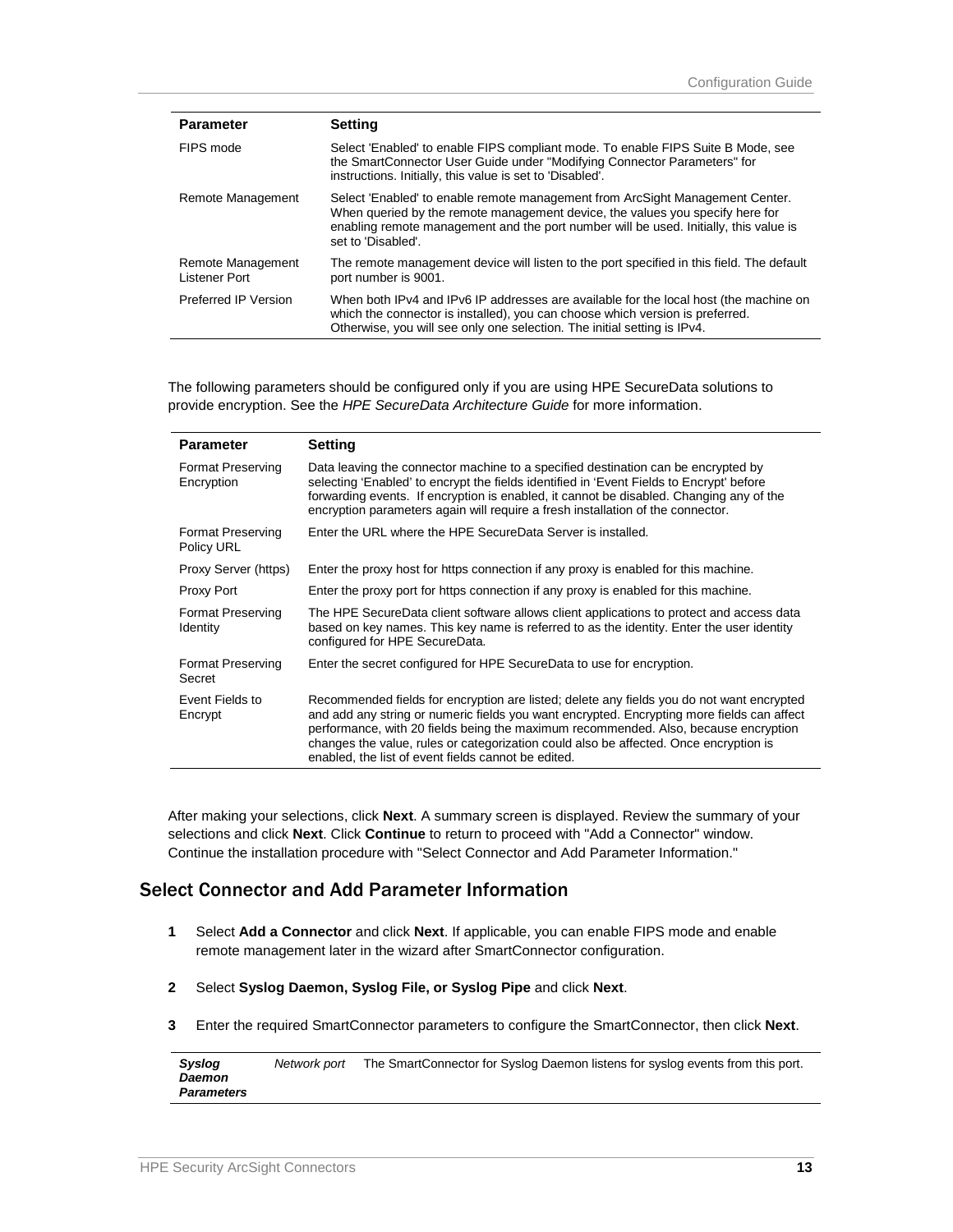| Parameter | Setting |
|---|---|
| FIPS mode | Select 'Enabled' to enable FIPS compliant mode. To enable FIPS Suite B Mode, see the SmartConnector User Guide under "Modifying Connector Parameters" for instructions. Initially, this value is set to 'Disabled'. |
| Remote Management | Select 'Enabled' to enable remote management from ArcSight Management Center. When queried by the remote management device, the values you specify here for enabling remote management and the port number will be used. Initially, this value is set to 'Disabled'. |
| Remote Management Listener Port | The remote management device will listen to the port specified in this field. The default port number is 9001. |
| Preferred IP Version | When both IPv4 and IPv6 IP addresses are available for the local host (the machine on which the connector is installed), you can choose which version is preferred. Otherwise, you will see only one selection. The initial setting is IPv4. |

The following parameters should be configured only if you are using HPE SecureData solutions to provide encryption. See the *HPE SecureData Architecture Guide* for more information.

| Parameter | Setting |
|---|---|
| Format Preserving Encryption | Data leaving the connector machine to a specified destination can be encrypted by selecting 'Enabled' to encrypt the fields identified in 'Event Fields to Encrypt' before forwarding events. If encryption is enabled, it cannot be disabled. Changing any of the encryption parameters again will require a fresh installation of the connector. |
| Format Preserving Policy URL | Enter the URL where the HPE SecureData Server is installed. |
| Proxy Server (https) | Enter the proxy host for https connection if any proxy is enabled for this machine. |
| Proxy Port | Enter the proxy port for https connection if any proxy is enabled for this machine. |
| Format Preserving Identity | The HPE SecureData client software allows client applications to protect and access data based on key names. This key name is referred to as the identity. Enter the user identity configured for HPE SecureData. |
| Format Preserving Secret | Enter the secret configured for HPE SecureData to use for encryption. |
| Event Fields to Encrypt | Recommended fields for encryption are listed; delete any fields you do not want encrypted and add any string or numeric fields you want encrypted. Encrypting more fields can affect performance, with 20 fields being the maximum recommended. Also, because encryption changes the value, rules or categorization could also be affected. Once encryption is enabled, the list of event fields cannot be edited. |

After making your selections, click **Next**. A summary screen is displayed. Review the summary of your selections and click **Next**. Click **Continue** to return to proceed with "Add a Connector" window. Continue the installation procedure with "Select Connector and Add Parameter Information."

## Select Connector and Add Parameter Information

1. Select **Add a Connector** and click **Next**. If applicable, you can enable FIPS mode and enable remote management later in the wizard after SmartConnector configuration.

2. Select **Syslog Daemon, Syslog File, or Syslog Pipe** and click **Next**.

3. Enter the required SmartConnector parameters to configure the SmartConnector, then click **Next**.

| | | |
|---|---|---|
| ***Syslog Daemon Parameters*** | *Network port* | The SmartConnector for Syslog Daemon listens for syslog events from this port. |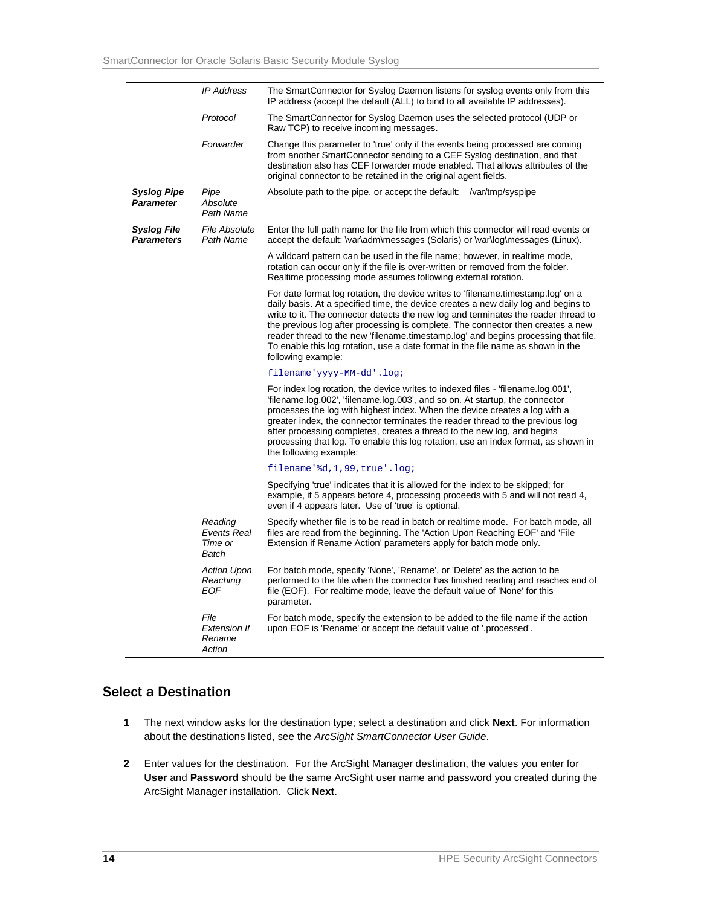| | | |
|---|---|---|
| | *IP Address* | The SmartConnector for Syslog Daemon listens for syslog events only from this IP address (accept the default (ALL) to bind to all available IP addresses). |
| | *Protocol* | The SmartConnector for Syslog Daemon uses the selected protocol (UDP or Raw TCP) to receive incoming messages. |
| | *Forwarder* | Change this parameter to 'true' only if the events being processed are coming from another SmartConnector sending to a CEF Syslog destination, and that destination also has CEF forwarder mode enabled. That allows attributes of the original connector to be retained in the original agent fields. |
| ***Syslog Pipe Parameter*** | *Pipe Absolute Path Name* | Absolute path to the pipe, or accept the default: /var/tmp/syspipe |
| ***Syslog File Parameters*** | *File Absolute Path Name* | Enter the full path name for the file from which this connector will read events or accept the default: \var\adm\messages (Solaris) or \var\log\messages (Linux).<br><br>A wildcard pattern can be used in the file name; however, in realtime mode, rotation can occur only if the file is over-written or removed from the folder. Realtime processing mode assumes following external rotation.<br><br>For date format log rotation, the device writes to 'filename.timestamp.log' on a daily basis. At a specified time, the device creates a new daily log and begins to write to it. The connector detects the new log and terminates the reader thread to the previous log after processing is complete. The connector then creates a new reader thread to the new 'filename.timestamp.log' and begins processing that file. To enable this log rotation, use a date format in the file name as shown in the following example:<br><br>`filename'yyyy-MM-dd'.log;`<br><br>For index log rotation, the device writes to indexed files - 'filename.log.001', 'filename.log.002', 'filename.log.003', and so on. At startup, the connector processes the log with highest index. When the device creates a log with a greater index, the connector terminates the reader thread to the previous log after processing completes, creates a thread to the new log, and begins processing that log. To enable this log rotation, use an index format, as shown in the following example:<br><br>`filename'%d,1,99,true'.log;`<br><br>Specifying 'true' indicates that it is allowed for the index to be skipped; for example, if 5 appears before 4, processing proceeds with 5 and will not read 4, even if 4 appears later. Use of 'true' is optional. |
| | *Reading Events Real Time or Batch* | Specify whether file is to be read in batch or realtime mode. For batch mode, all files are read from the beginning. The 'Action Upon Reaching EOF' and 'File Extension if Rename Action' parameters apply for batch mode only. |
| | *Action Upon Reaching EOF* | For batch mode, specify 'None', 'Rename', or 'Delete' as the action to be performed to the file when the connector has finished reading and reaches end of file (EOF). For realtime mode, leave the default value of 'None' for this parameter. |
| | *File Extension If Rename Action* | For batch mode, specify the extension to be added to the file name if the action upon EOF is 'Rename' or accept the default value of '.processed'. |

## Select a Destination

1. The next window asks for the destination type; select a destination and click **Next**. For information about the destinations listed, see the *ArcSight SmartConnector User Guide*.
2. Enter values for the destination. For the ArcSight Manager destination, the values you enter for **User** and **Password** should be the same ArcSight user name and password you created during the ArcSight Manager installation. Click **Next**.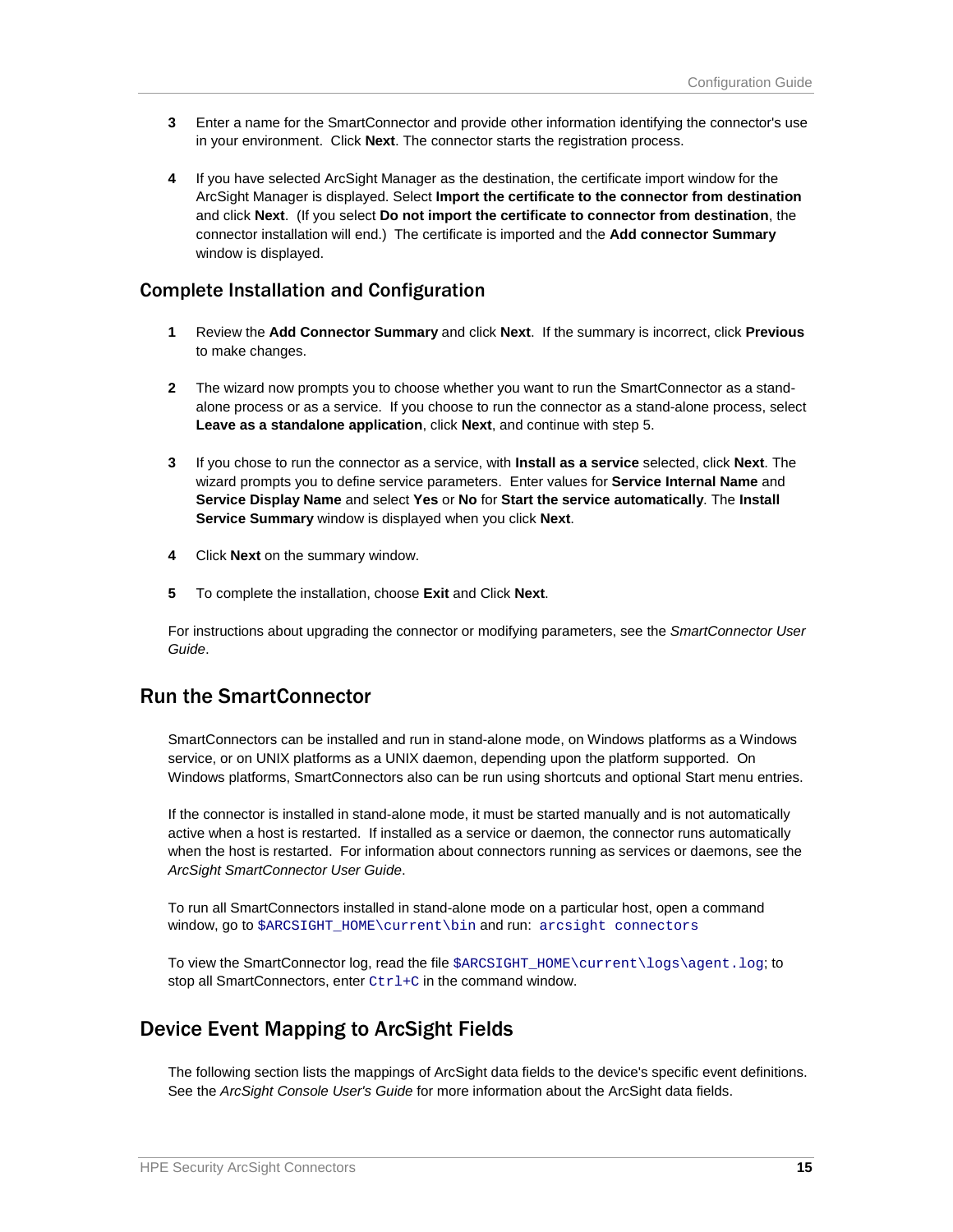3 Enter a name for the SmartConnector and provide other information identifying the connector's use in your environment. Click **Next**. The connector starts the registration process.

4 If you have selected ArcSight Manager as the destination, the certificate import window for the ArcSight Manager is displayed. Select **Import the certificate to the connector from destination** and click **Next**. (If you select **Do not import the certificate to connector from destination**, the connector installation will end.) The certificate is imported and the **Add connector Summary** window is displayed.

## Complete Installation and Configuration

1 Review the **Add Connector Summary** and click **Next**. If the summary is incorrect, click **Previous** to make changes.

2 The wizard now prompts you to choose whether you want to run the SmartConnector as a stand-alone process or as a service. If you choose to run the connector as a stand-alone process, select **Leave as a standalone application**, click **Next**, and continue with step 5.

3 If you chose to run the connector as a service, with **Install as a service** selected, click **Next**. The wizard prompts you to define service parameters. Enter values for **Service Internal Name** and **Service Display Name** and select **Yes** or **No** for **Start the service automatically**. The **Install Service Summary** window is displayed when you click **Next**.

4 Click **Next** on the summary window.

5 To complete the installation, choose **Exit** and Click **Next**.

For instructions about upgrading the connector or modifying parameters, see the *SmartConnector User Guide*.

## Run the SmartConnector

SmartConnectors can be installed and run in stand-alone mode, on Windows platforms as a Windows service, or on UNIX platforms as a UNIX daemon, depending upon the platform supported. On Windows platforms, SmartConnectors also can be run using shortcuts and optional Start menu entries.

If the connector is installed in stand-alone mode, it must be started manually and is not automatically active when a host is restarted. If installed as a service or daemon, the connector runs automatically when the host is restarted. For information about connectors running as services or daemons, see the *ArcSight SmartConnector User Guide*.

To run all SmartConnectors installed in stand-alone mode on a particular host, open a command window, go to `$ARCSIGHT_HOME\current\bin` and run: `arcsight connectors`

To view the SmartConnector log, read the file `$ARCSIGHT_HOME\current\logs\agent.log`; to stop all SmartConnectors, enter `Ctrl+C` in the command window.

## Device Event Mapping to ArcSight Fields

The following section lists the mappings of ArcSight data fields to the device's specific event definitions. See the *ArcSight Console User's Guide* for more information about the ArcSight data fields.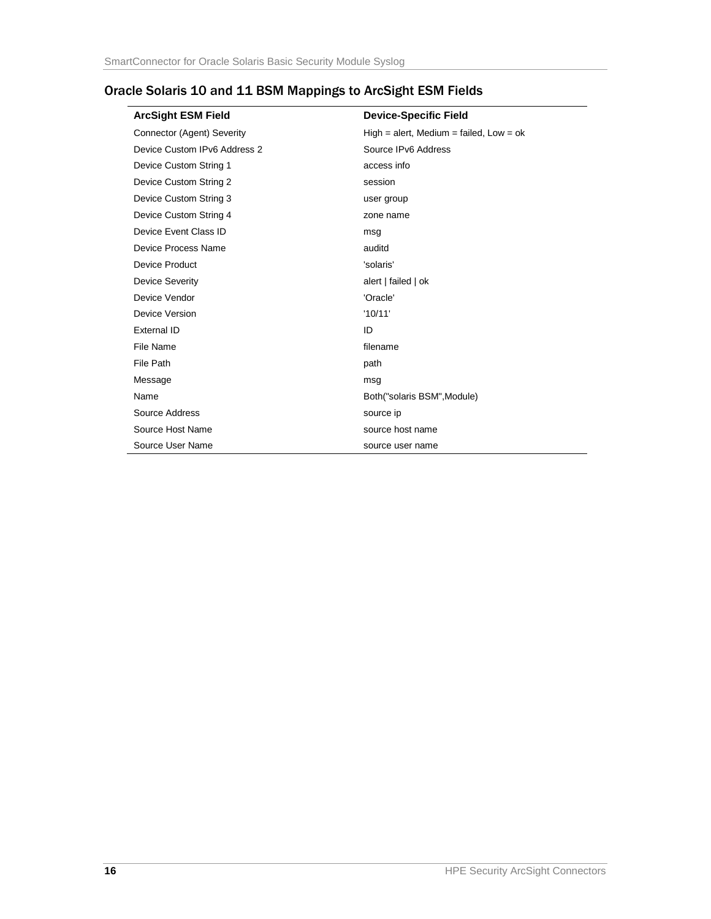## Oracle Solaris 10 and 11 BSM Mappings to ArcSight ESM Fields

| ArcSight ESM Field | Device-Specific Field |
|---|---|
| Connector (Agent) Severity | High = alert, Medium = failed, Low = ok |
| Device Custom IPv6 Address 2 | Source IPv6 Address |
| Device Custom String 1 | access info |
| Device Custom String 2 | session |
| Device Custom String 3 | user group |
| Device Custom String 4 | zone name |
| Device Event Class ID | msg |
| Device Process Name | auditd |
| Device Product | 'solaris' |
| Device Severity | alert \| failed \| ok |
| Device Vendor | 'Oracle' |
| Device Version | '10/11' |
| External ID | ID |
| File Name | filename |
| File Path | path |
| Message | msg |
| Name | Both("solaris BSM",Module) |
| Source Address | source ip |
| Source Host Name | source host name |
| Source User Name | source user name |